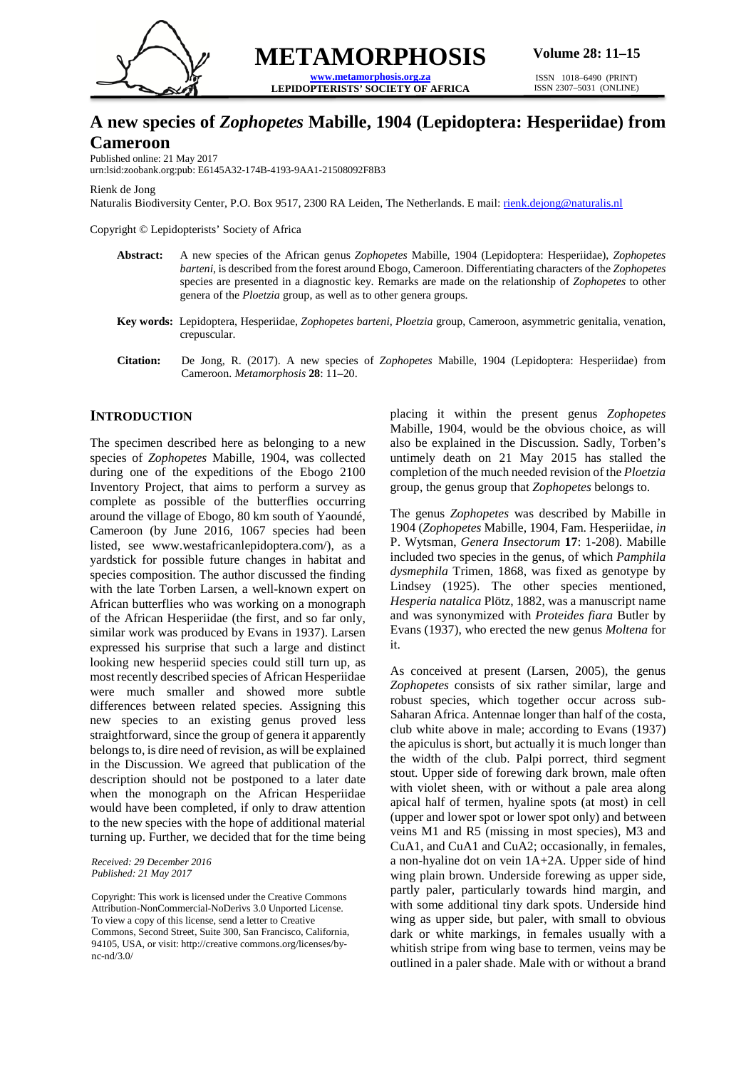# A new species of *Zophopetes* Mabille, 1904 (Lepidoptera: Hesperiidae) from Cameroon

Published online: 21 May 2017
urn:lsid:zoobank.org:pub: E6145A32-174B-4193-9AA1-21508092F8B3

Rienk de Jong
Naturalis Biodiversity Center, P.O. Box 9517, 2300 RA Leiden, The Netherlands. E mail: rienk.dejong@naturalis.nl

Copyright © Lepidopterists' Society of Africa

**Abstract:** A new species of the African genus *Zophopetes* Mabille, 1904 (Lepidoptera: Hesperiidae), *Zophopetes barteni*, is described from the forest around Ebogo, Cameroon. Differentiating characters of the *Zophopetes* species are presented in a diagnostic key. Remarks are made on the relationship of *Zophopetes* to other genera of the *Ploetzia* group, as well as to other genera groups.

**Key words:** Lepidoptera, Hesperiidae, *Zophopetes barteni, Ploetzia* group, Cameroon, asymmetric genitalia, venation, crepuscular.

**Citation:** De Jong, R. (2017). A new species of *Zophopetes* Mabille, 1904 (Lepidoptera: Hesperiidae) from Cameroon. *Metamorphosis* **28**: 11–20.

## INTRODUCTION

The specimen described here as belonging to a new species of *Zophopetes* Mabille, 1904, was collected during one of the expeditions of the Ebogo 2100 Inventory Project, that aims to perform a survey as complete as possible of the butterflies occurring around the village of Ebogo, 80 km south of Yaoundé, Cameroon (by June 2016, 1067 species had been listed, see www.westafricanlepidoptera.com/), as a yardstick for possible future changes in habitat and species composition. The author discussed the finding with the late Torben Larsen, a well-known expert on African butterflies who was working on a monograph of the African Hesperiidae (the first, and so far only, similar work was produced by Evans in 1937). Larsen expressed his surprise that such a large and distinct looking new hesperiid species could still turn up, as most recently described species of African Hesperiidae were much smaller and showed more subtle differences between related species. Assigning this new species to an existing genus proved less straightforward, since the group of genera it apparently belongs to, is dire need of revision, as will be explained in the Discussion. We agreed that publication of the description should not be postponed to a later date when the monograph on the African Hesperiidae would have been completed, if only to draw attention to the new species with the hope of additional material turning up. Further, we decided that for the time being placing it within the present genus *Zophopetes* Mabille, 1904, would be the obvious choice, as will also be explained in the Discussion. Sadly, Torben's untimely death on 21 May 2015 has stalled the completion of the much needed revision of the *Ploetzia* group, the genus group that *Zophopetes* belongs to.

The genus *Zophopetes* was described by Mabille in 1904 (*Zophopetes* Mabille, 1904, Fam. Hesperiidae, *in* P. Wytsman, *Genera Insectorum* **17**: 1-208). Mabille included two species in the genus, of which *Pamphila dysmephila* Trimen, 1868, was fixed as genotype by Lindsey (1925). The other species mentioned, *Hesperia natalica* Plötz, 1882, was a manuscript name and was synonymized with *Proteides fiara* Butler by Evans (1937), who erected the new genus *Moltena* for it.

As conceived at present (Larsen, 2005), the genus *Zophopetes* consists of six rather similar, large and robust species, which together occur across sub-Saharan Africa. Antennae longer than half of the costa, club white above in male; according to Evans (1937) the apiculus is short, but actually it is much longer than the width of the club. Palpi porrect, third segment stout. Upper side of forewing dark brown, male often with violet sheen, with or without a pale area along apical half of termen, hyaline spots (at most) in cell (upper and lower spot or lower spot only) and between veins M1 and R5 (missing in most species), M3 and CuA1, and CuA1 and CuA2; occasionally, in females, a non-hyaline dot on vein 1A+2A. Upper side of hind wing plain brown. Underside forewing as upper side, partly paler, particularly towards hind margin, and with some additional tiny dark spots. Underside hind wing as upper side, but paler, with small to obvious dark or white markings, in females usually with a whitish stripe from wing base to termen, veins may be outlined in a paler shade. Male with or without a brand

*Received: 29 December 2016*
*Published: 21 May 2017*

Copyright: This work is licensed under the Creative Commons Attribution-NonCommercial-NoDerivs 3.0 Unported License. To view a copy of this license, send a letter to Creative Commons, Second Street, Suite 300, San Francisco, California, 94105, USA, or visit: http://creative commons.org/licenses/by-nc-nd/3.0/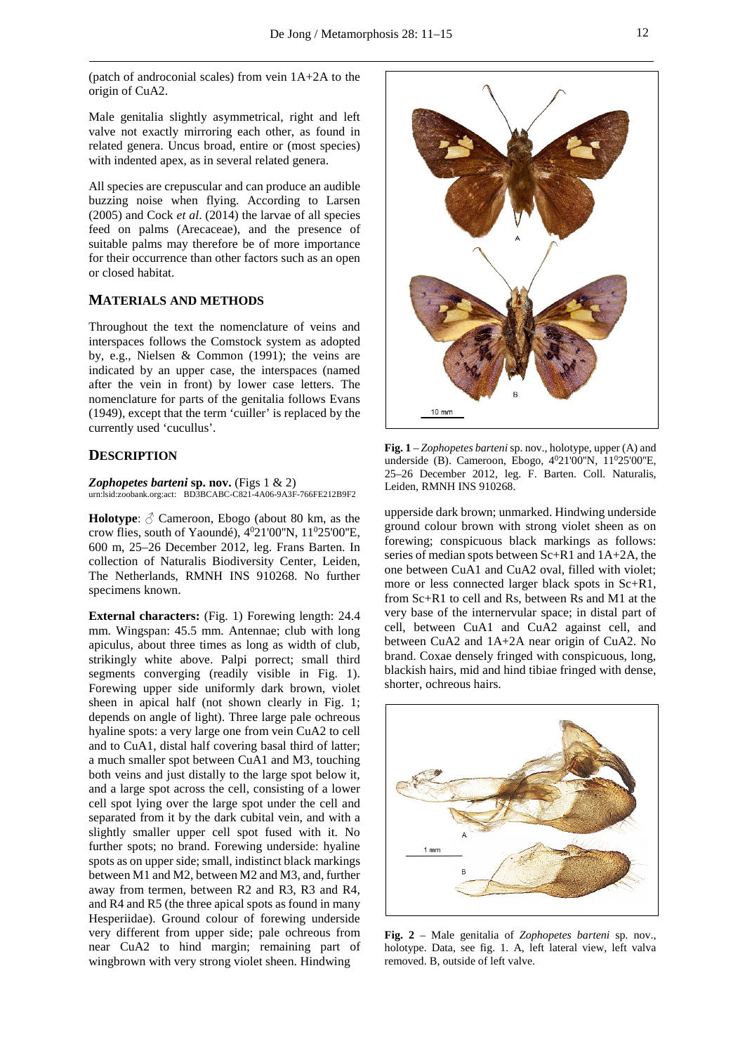(patch of androconial scales) from vein 1A+2A to the origin of CuA2.

Male genitalia slightly asymmetrical, right and left valve not exactly mirroring each other, as found in related genera. Uncus broad, entire or (most species) with indented apex, as in several related genera.

All species are crepuscular and can produce an audible buzzing noise when flying. According to Larsen (2005) and Cock *et al*. (2014) the larvae of all species feed on palms (Arecaceae), and the presence of suitable palms may therefore be of more importance for their occurrence than other factors such as an open or closed habitat.

## MATERIALS AND METHODS

Throughout the text the nomenclature of veins and interspaces follows the Comstock system as adopted by, e.g., Nielsen & Common (1991); the veins are indicated by an upper case, the interspaces (named after the vein in front) by lower case letters. The nomenclature for parts of the genitalia follows Evans (1949), except that the term 'cuiller' is replaced by the currently used 'cucullus'.

## DESCRIPTION

***Zophopetes barteni*** **sp. nov.** (Figs 1 & 2)
urn:lsid:zoobank.org:act: BD3BCABC-C821-4A06-9A3F-766FE212B9F2

**Holotype**: ♂ Cameroon, Ebogo (about 80 km, as the crow flies, south of Yaoundé), 4⁰21'00"N, 11⁰25'00"E, 600 m, 25–26 December 2012, leg. Frans Barten. In collection of Naturalis Biodiversity Center, Leiden, The Netherlands, RMNH INS 910268. No further specimens known.

**External characters:** (Fig. 1) Forewing length: 24.4 mm. Wingspan: 45.5 mm. Antennae; club with long apiculus, about three times as long as width of club, strikingly white above. Palpi porrect; small third segments converging (readily visible in Fig. 1). Forewing upper side uniformly dark brown, violet sheen in apical half (not shown clearly in Fig. 1; depends on angle of light). Three large pale ochreous hyaline spots: a very large one from vein CuA2 to cell and to CuA1, distal half covering basal third of latter; a much smaller spot between CuA1 and M3, touching both veins and just distally to the large spot below it, and a large spot across the cell, consisting of a lower cell spot lying over the large spot under the cell and separated from it by the dark cubital vein, and with a slightly smaller upper cell spot fused with it. No further spots; no brand. Forewing underside: hyaline spots as on upper side; small, indistinct black markings between M1 and M2, between M2 and M3, and, further away from termen, between R2 and R3, R3 and R4, and R4 and R5 (the three apical spots as found in many Hesperiidae). Ground colour of forewing underside very different from upper side; pale ochreous from near CuA2 to hind margin; remaining part of wingbrown with very strong violet sheen. Hindwing upperside dark brown; unmarked. Hindwing underside ground colour brown with strong violet sheen as on forewing; conspicuous black markings as follows: series of median spots between Sc+R1 and 1A+2A, the one between CuA1 and CuA2 oval, filled with violet; more or less connected larger black spots in Sc+R1, from Sc+R1 to cell and Rs, between Rs and M1 at the very base of the internervular space; in distal part of cell, between CuA1 and CuA2 against cell, and between CuA2 and 1A+2A near origin of CuA2. No brand. Coxae densely fringed with conspicuous, long, blackish hairs, mid and hind tibiae fringed with dense, shorter, ochreous hairs.

**Fig. 1** – *Zophopetes barteni* sp. nov., holotype, upper (A) and underside (B). Cameroon, Ebogo, 4⁰21'00"N, 11⁰25'00"E, 25–26 December 2012, leg. F. Barten. Coll. Naturalis, Leiden, RMNH INS 910268.

**Fig. 2** – Male genitalia of *Zophopetes barteni* sp. nov., holotype. Data, see fig. 1. A, left lateral view, left valva removed. B, outside of left valve.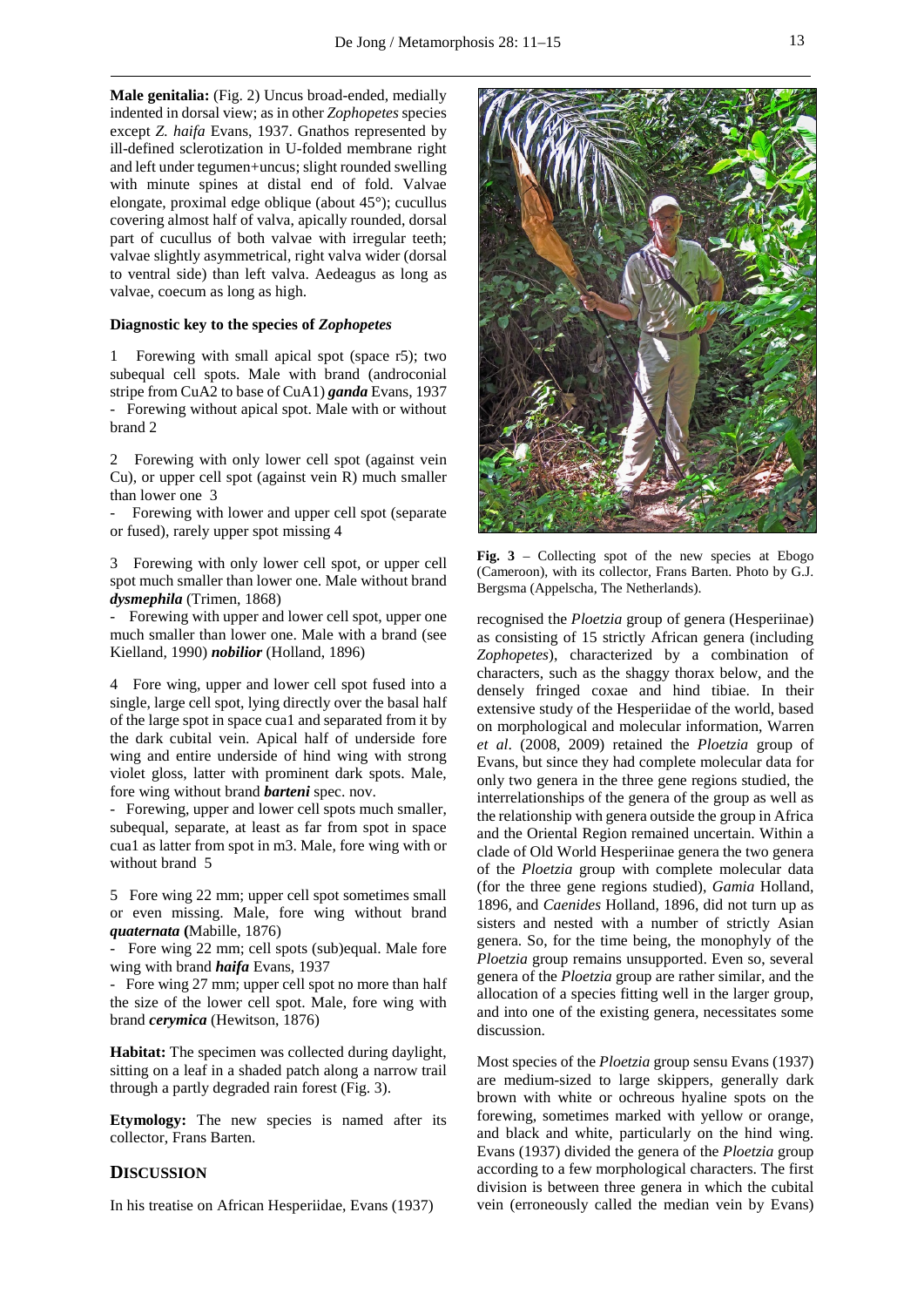**Male genitalia:** (Fig. 2) Uncus broad-ended, medially indented in dorsal view; as in other *Zophopetes* species except *Z. haifa* Evans, 1937. Gnathos represented by ill-defined sclerotization in U-folded membrane right and left under tegumen+uncus; slight rounded swelling with minute spines at distal end of fold. Valvae elongate, proximal edge oblique (about 45°); cucullus covering almost half of valva, apically rounded, dorsal part of cucullus of both valvae with irregular teeth; valvae slightly asymmetrical, right valva wider (dorsal to ventral side) than left valva. Aedeagus as long as valvae, coecum as long as high.

### Diagnostic key to the species of *Zophopetes*

1 Forewing with small apical spot (space r5); two subequal cell spots. Male with brand (androconial stripe from CuA2 to base of CuA1) ***ganda*** Evans, 1937
- Forewing without apical spot. Male with or without brand 2

2 Forewing with only lower cell spot (against vein Cu), or upper cell spot (against vein R) much smaller than lower one 3
- Forewing with lower and upper cell spot (separate or fused), rarely upper spot missing 4

3 Forewing with only lower cell spot, or upper cell spot much smaller than lower one. Male without brand ***dysmephila*** (Trimen, 1868)
- Forewing with upper and lower cell spot, upper one much smaller than lower one. Male with a brand (see Kielland, 1990) ***nobilior*** (Holland, 1896)

4 Fore wing, upper and lower cell spot fused into a single, large cell spot, lying directly over the basal half of the large spot in space cua1 and separated from it by the dark cubital vein. Apical half of underside fore wing and entire underside of hind wing with strong violet gloss, latter with prominent dark spots. Male, fore wing without brand ***barteni*** spec. nov.
- Forewing, upper and lower cell spots much smaller, subequal, separate, at least as far from spot in space cua1 as latter from spot in m3. Male, fore wing with or without brand 5

5 Fore wing 22 mm; upper cell spot sometimes small or even missing. Male, fore wing without brand ***quaternata*** (Mabille, 1876)
- Fore wing 22 mm; cell spots (sub)equal. Male fore wing with brand ***haifa*** Evans, 1937
- Fore wing 27 mm; upper cell spot no more than half the size of the lower cell spot. Male, fore wing with brand ***cerymica*** (Hewitson, 1876)

**Habitat:** The specimen was collected during daylight, sitting on a leaf in a shaded patch along a narrow trail through a partly degraded rain forest (Fig. 3).

**Etymology:** The new species is named after its collector, Frans Barten.

## DISCUSSION

In his treatise on African Hesperiidae, Evans (1937) recognised the *Ploetzia* group of genera (Hesperiinae) as consisting of 15 strictly African genera (including *Zophopetes*), characterized by a combination of characters, such as the shaggy thorax below, and the densely fringed coxae and hind tibiae. In their extensive study of the Hesperiidae of the world, based on morphological and molecular information, Warren *et al*. (2008, 2009) retained the *Ploetzia* group of Evans, but since they had complete molecular data for only two genera in the three gene regions studied, the interrelationships of the genera of the group as well as the relationship with genera outside the group in Africa and the Oriental Region remained uncertain. Within a clade of Old World Hesperiinae genera the two genera of the *Ploetzia* group with complete molecular data (for the three gene regions studied), *Gamia* Holland, 1896, and *Caenides* Holland, 1896, did not turn up as sisters and nested with a number of strictly Asian genera. So, for the time being, the monophyly of the *Ploetzia* group remains unsupported. Even so, several genera of the *Ploetzia* group are rather similar, and the allocation of a species fitting well in the larger group, and into one of the existing genera, necessitates some discussion.

**Fig. 3** – Collecting spot of the new species at Ebogo (Cameroon), with its collector, Frans Barten. Photo by G.J. Bergsma (Appelscha, The Netherlands).

Most species of the *Ploetzia* group sensu Evans (1937) are medium-sized to large skippers, generally dark brown with white or ochreous hyaline spots on the forewing, sometimes marked with yellow or orange, and black and white, particularly on the hind wing. Evans (1937) divided the genera of the *Ploetzia* group according to a few morphological characters. The first division is between three genera in which the cubital vein (erroneously called the median vein by Evans)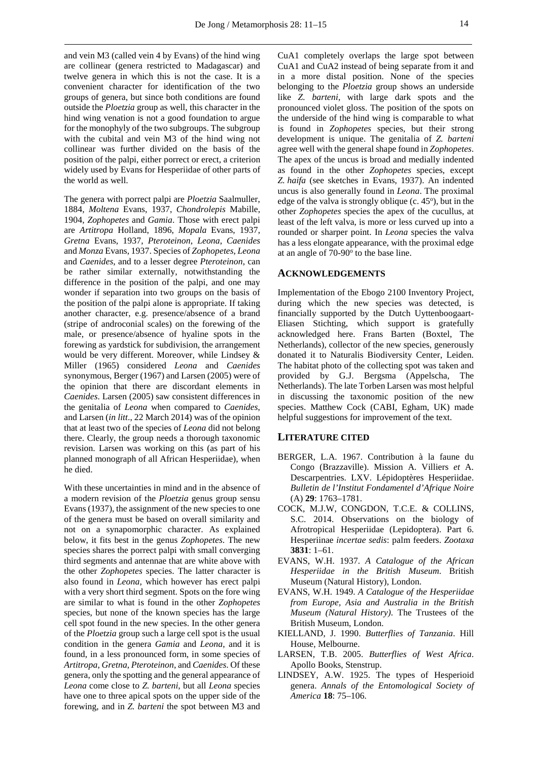and vein M3 (called vein 4 by Evans) of the hind wing are collinear (genera restricted to Madagascar) and twelve genera in which this is not the case. It is a convenient character for identification of the two groups of genera, but since both conditions are found outside the *Ploetzia* group as well, this character in the hind wing venation is not a good foundation to argue for the monophyly of the two subgroups. The subgroup with the cubital and vein M3 of the hind wing not collinear was further divided on the basis of the position of the palpi, either porrect or erect, a criterion widely used by Evans for Hesperiidae of other parts of the world as well.

The genera with porrect palpi are *Ploetzia* Saalmuller, 1884, *Moltena* Evans, 1937, *Chondrolepis* Mabille, 1904, *Zophopetes* and *Gamia*. Those with erect palpi are *Artitropa* Holland, 1896, *Mopala* Evans, 1937, *Gretna* Evans, 1937, *Pteroteinon*, *Leona*, *Caenides* and *Monza* Evans, 1937. Species of *Zophopetes*, *Leona* and *Caenides*, and to a lesser degree *Pteroteinon*, can be rather similar externally, notwithstanding the difference in the position of the palpi, and one may wonder if separation into two groups on the basis of the position of the palpi alone is appropriate. If taking another character, e.g. presence/absence of a brand (stripe of androconial scales) on the forewing of the male, or presence/absence of hyaline spots in the forewing as yardstick for subdivision, the arrangement would be very different. Moreover, while Lindsey & Miller (1965) considered *Leona* and *Caenides* synonymous, Berger (1967) and Larsen (2005) were of the opinion that there are discordant elements in *Caenides*. Larsen (2005) saw consistent differences in the genitalia of *Leona* when compared to *Caenides*, and Larsen (*in litt*., 22 March 2014) was of the opinion that at least two of the species of *Leona* did not belong there. Clearly, the group needs a thorough taxonomic revision. Larsen was working on this (as part of his planned monograph of all African Hesperiidae), when he died.

With these uncertainties in mind and in the absence of a modern revision of the *Ploetzia* genus group sensu Evans (1937), the assignment of the new species to one of the genera must be based on overall similarity and not on a synapomorphic character. As explained below, it fits best in the genus *Zophopetes*. The new species shares the porrect palpi with small converging third segments and antennae that are white above with the other *Zophopetes* species. The latter character is also found in *Leona*, which however has erect palpi with a very short third segment. Spots on the fore wing are similar to what is found in the other *Zophopetes* species, but none of the known species has the large cell spot found in the new species. In the other genera of the *Ploetzia* group such a large cell spot is the usual condition in the genera *Gamia* and *Leona*, and it is found, in a less pronounced form, in some species of *Artitropa*, *Gretna*, *Pteroteinon*, and *Caenides*. Of these genera, only the spotting and the general appearance of *Leona* come close to *Z. barteni*, but all *Leona* species have one to three apical spots on the upper side of the forewing, and in *Z. barteni* the spot between M3 and CuA1 completely overlaps the large spot between CuA1 and CuA2 instead of being separate from it and in a more distal position. None of the species belonging to the *Ploetzia* group shows an underside like *Z. barteni*, with large dark spots and the pronounced violet gloss. The position of the spots on the underside of the hind wing is comparable to what is found in *Zophopetes* species, but their strong development is unique. The genitalia of *Z. barteni* agree well with the general shape found in *Zophopetes*. The apex of the uncus is broad and medially indented as found in the other *Zophopetes* species, except *Z. haifa* (see sketches in Evans, 1937). An indented uncus is also generally found in *Leona*. The proximal edge of the valva is strongly oblique (c. 45°), but in the other *Zophopetes* species the apex of the cucullus, at least of the left valva, is more or less curved up into a rounded or sharper point. In *Leona* species the valva has a less elongate appearance, with the proximal edge at an angle of 70-90° to the base line.

## ACKNOWLEDGEMENTS

Implementation of the Ebogo 2100 Inventory Project, during which the new species was detected, is financially supported by the Dutch Uyttenboogaart-Eliasen Stichting, which support is gratefully acknowledged here. Frans Barten (Boxtel, The Netherlands), collector of the new species, generously donated it to Naturalis Biodiversity Center, Leiden. The habitat photo of the collecting spot was taken and provided by G.J. Bergsma (Appelscha, The Netherlands). The late Torben Larsen was most helpful in discussing the taxonomic position of the new species. Matthew Cock (CABI, Egham, UK) made helpful suggestions for improvement of the text.

## LITERATURE CITED

- BERGER, L.A. 1967. Contribution à la faune du Congo (Brazzaville). Mission A. Villiers *et* A. Descarpentries. LXV. Lépidoptères Hesperiidae. *Bulletin de l'Institut Fondamentel d'Afrique Noire* (A) **29**: 1763–1781.
- COCK, M.J.W, CONGDON, T.C.E. & COLLINS, S.C. 2014. Observations on the biology of Afrotropical Hesperiidae (Lepidoptera). Part 6. Hesperiinae *incertae sedis*: palm feeders. *Zootaxa* **3831**: 1–61.
- EVANS, W.H. 1937. *A Catalogue of the African Hesperiidae in the British Museum*. British Museum (Natural History), London.
- EVANS, W.H. 1949. *A Catalogue of the Hesperiidae from Europe, Asia and Australia in the British Museum (Natural History)*. The Trustees of the British Museum, London.
- KIELLAND, J. 1990. *Butterflies of Tanzania*. Hill House, Melbourne.
- LARSEN, T.B. 2005. *Butterflies of West Africa*. Apollo Books, Stenstrup.
- LINDSEY, A.W. 1925. The types of Hesperioid genera. *Annals of the Entomological Society of America* **18**: 75–106.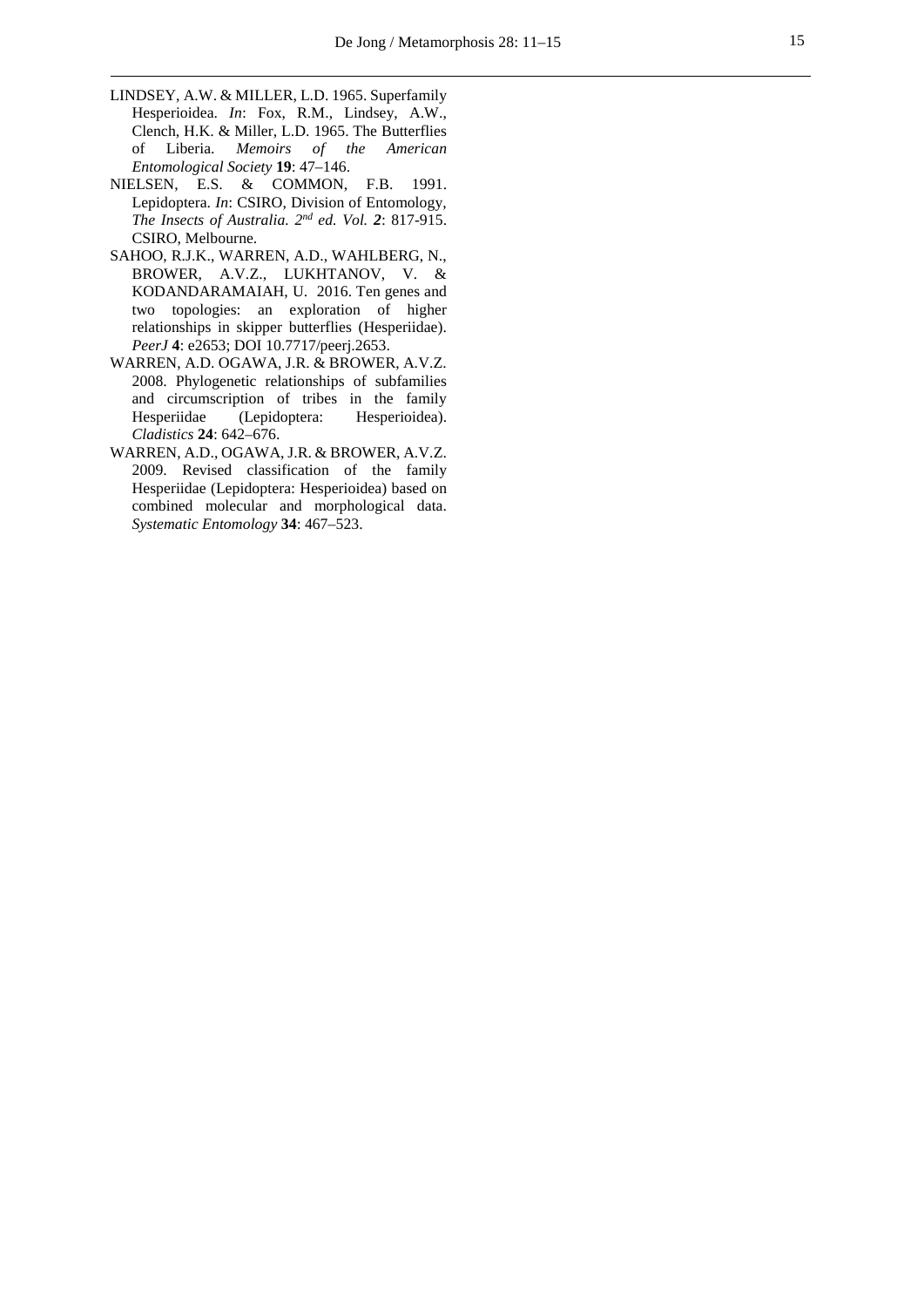LINDSEY, A.W. & MILLER, L.D. 1965. Superfamily Hesperioidea. *In*: Fox, R.M., Lindsey, A.W., Clench, H.K. & Miller, L.D. 1965. The Butterflies of Liberia. *Memoirs of the American Entomological Society* **19**: 47–146.

NIELSEN, E.S. & COMMON, F.B. 1991. Lepidoptera. *In*: CSIRO, Division of Entomology, *The Insects of Australia. 2nd ed. Vol.* ***2***: 817-915. CSIRO, Melbourne.

SAHOO, R.J.K., WARREN, A.D., WAHLBERG, N., BROWER, A.V.Z., LUKHTANOV, V. & KODANDARAMAIAH, U. 2016. Ten genes and two topologies: an exploration of higher relationships in skipper butterflies (Hesperiidae). *PeerJ* **4**: e2653; DOI 10.7717/peerj.2653.

WARREN, A.D. OGAWA, J.R. & BROWER, A.V.Z. 2008. Phylogenetic relationships of subfamilies and circumscription of tribes in the family Hesperiidae (Lepidoptera: Hesperioidea). *Cladistics* **24**: 642–676.

WARREN, A.D., OGAWA, J.R. & BROWER, A.V.Z. 2009. Revised classification of the family Hesperiidae (Lepidoptera: Hesperioidea) based on combined molecular and morphological data. *Systematic Entomology* **34**: 467–523.